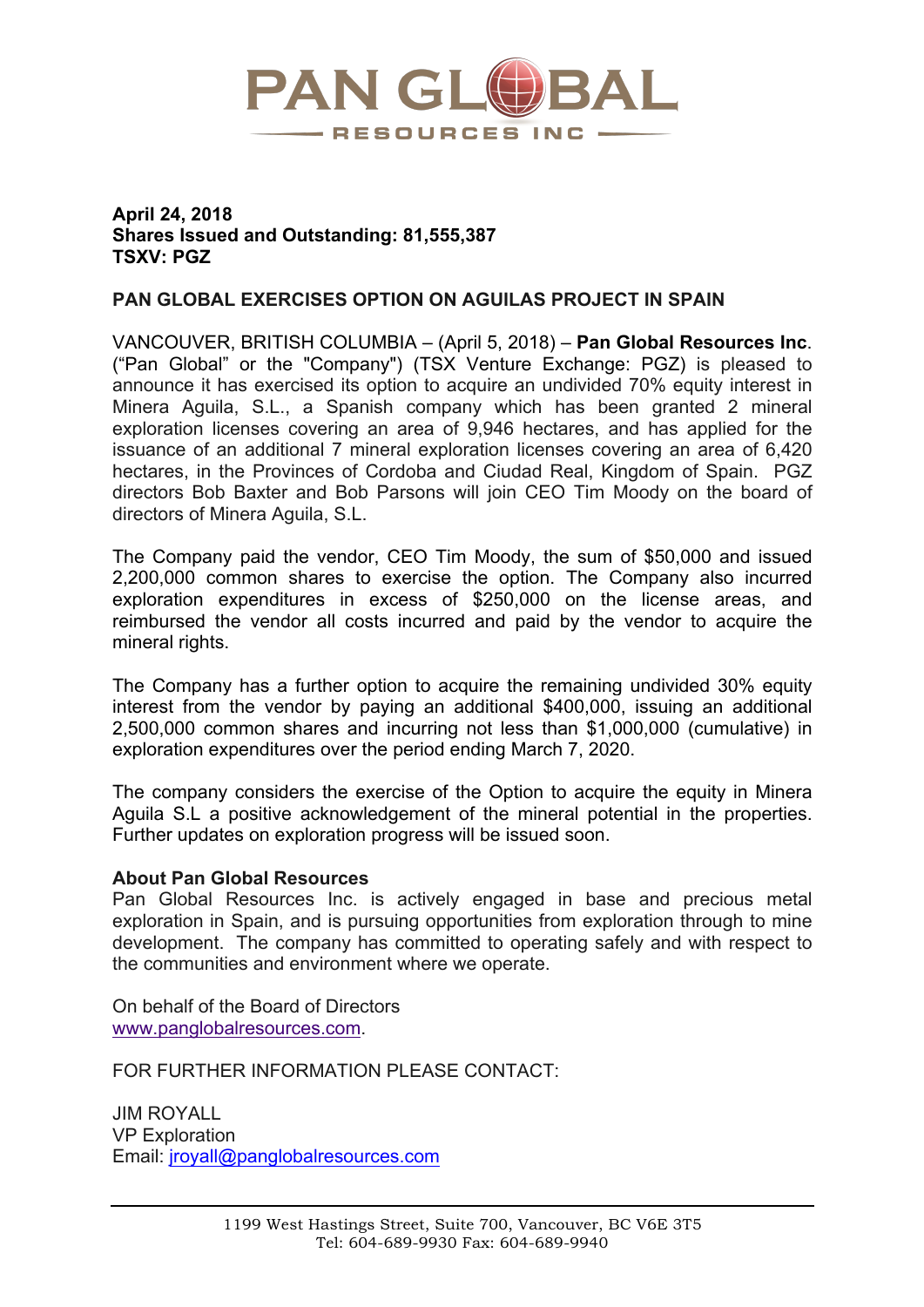# PAN GLOBAL RESOURCES INC

**April 24, 2018**
**Shares Issued and Outstanding: 81,555,387**
**TSXV: PGZ**

## PAN GLOBAL EXERCISES OPTION ON AGUILAS PROJECT IN SPAIN

VANCOUVER, BRITISH COLUMBIA – (April 5, 2018) – **Pan Global Resources Inc**. ("Pan Global" or the "Company") (TSX Venture Exchange: PGZ) is pleased to announce it has exercised its option to acquire an undivided 70% equity interest in Minera Aguila, S.L., a Spanish company which has been granted 2 mineral exploration licenses covering an area of 9,946 hectares, and has applied for the issuance of an additional 7 mineral exploration licenses covering an area of 6,420 hectares, in the Provinces of Cordoba and Ciudad Real, Kingdom of Spain. PGZ directors Bob Baxter and Bob Parsons will join CEO Tim Moody on the board of directors of Minera Aguila, S.L.

The Company paid the vendor, CEO Tim Moody, the sum of $50,000 and issued 2,200,000 common shares to exercise the option. The Company also incurred exploration expenditures in excess of $250,000 on the license areas, and reimbursed the vendor all costs incurred and paid by the vendor to acquire the mineral rights.

The Company has a further option to acquire the remaining undivided 30% equity interest from the vendor by paying an additional $400,000, issuing an additional 2,500,000 common shares and incurring not less than $1,000,000 (cumulative) in exploration expenditures over the period ending March 7, 2020.

The company considers the exercise of the Option to acquire the equity in Minera Aguila S.L a positive acknowledgement of the mineral potential in the properties. Further updates on exploration progress will be issued soon.

**About Pan Global Resources**
Pan Global Resources Inc. is actively engaged in base and precious metal exploration in Spain, and is pursuing opportunities from exploration through to mine development. The company has committed to operating safely and with respect to the communities and environment where we operate.

On behalf of the Board of Directors
www.panglobalresources.com.

FOR FURTHER INFORMATION PLEASE CONTACT:

JIM ROYALL
VP Exploration
Email: jroyall@panglobalresources.com

1199 West Hastings Street, Suite 700, Vancouver, BC V6E 3T5
Tel: 604-689-9930 Fax: 604-689-9940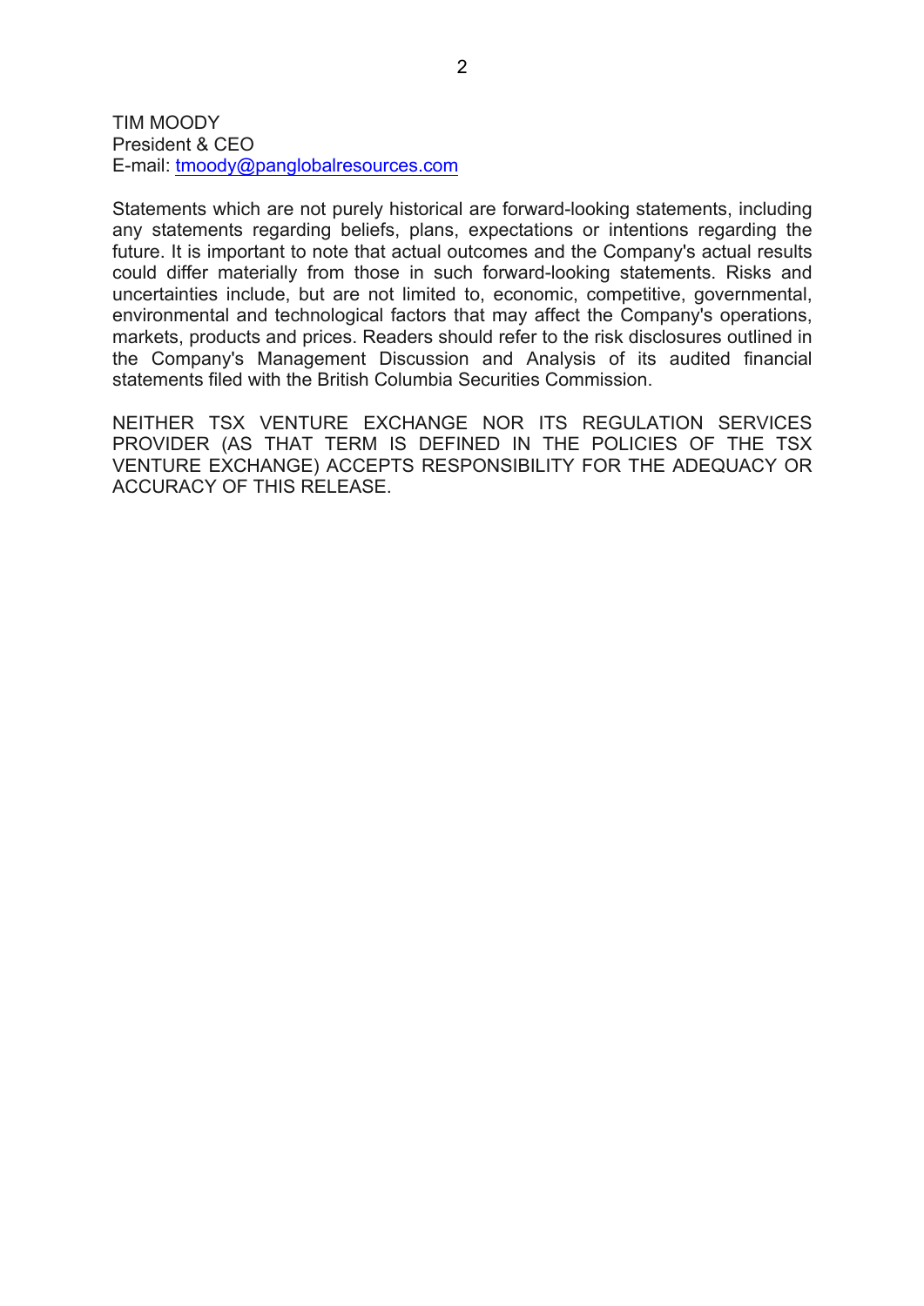TIM MOODY
President & CEO
E-mail: tmoody@panglobalresources.com

Statements which are not purely historical are forward-looking statements, including any statements regarding beliefs, plans, expectations or intentions regarding the future. It is important to note that actual outcomes and the Company's actual results could differ materially from those in such forward-looking statements. Risks and uncertainties include, but are not limited to, economic, competitive, governmental, environmental and technological factors that may affect the Company's operations, markets, products and prices. Readers should refer to the risk disclosures outlined in the Company's Management Discussion and Analysis of its audited financial statements filed with the British Columbia Securities Commission.

NEITHER TSX VENTURE EXCHANGE NOR ITS REGULATION SERVICES PROVIDER (AS THAT TERM IS DEFINED IN THE POLICIES OF THE TSX VENTURE EXCHANGE) ACCEPTS RESPONSIBILITY FOR THE ADEQUACY OR ACCURACY OF THIS RELEASE.